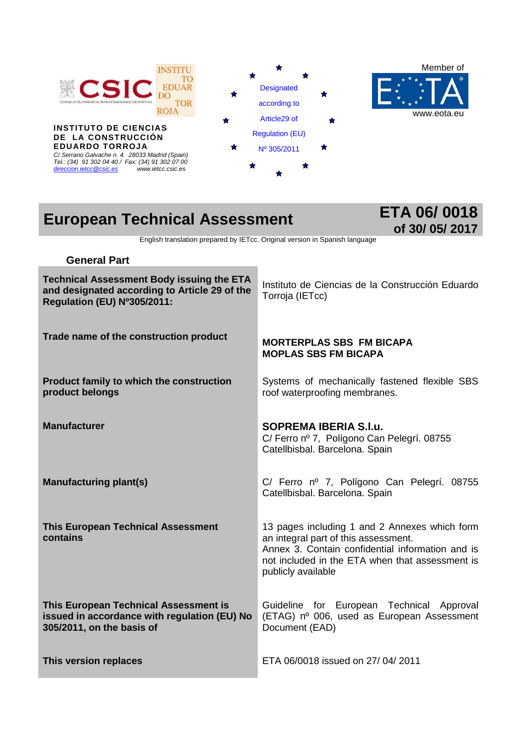INSTITUTO DE CIENCIAS DE LA CONSTRUCCIÓN EDUARDO TORROJA

*C/ Serrano Galvache n. 4. 28033 Madrid (Spain)*
*Tel.: (34) 91 302 04 40 / Fax: (34) 91 302 07 00*
*direccion.ietcc@csic.es www.ietcc.csic.es*

Designated according to Article29 of Regulation (EU) Nº 305/2011

Member of www.eota.eu

# European Technical Assessment

## ETA 06/ 0018 of 30/ 05/ 2017

English translation prepared by IETcc. Original version in Spanish language

### General Part

| | |
|---|---|
| **Technical Assessment Body issuing the ETA and designated according to Article 29 of the Regulation (EU) Nº305/2011:** | Instituto de Ciencias de la Construcción Eduardo Torroja (IETcc) |
| **Trade name of the construction product** | **MORTERPLAS SBS FM BICAPA**<br>**MOPLAS SBS FM BICAPA** |
| **Product family to which the construction product belongs** | Systems of mechanically fastened flexible SBS roof waterproofing membranes. |
| **Manufacturer** | **SOPREMA IBERIA S.l.u.**<br>C/ Ferro nº 7, Polígono Can Pelegrí. 08755 Catellbisbal. Barcelona. Spain |
| **Manufacturing plant(s)** | C/ Ferro nº 7, Polígono Can Pelegrí. 08755 Catellbisbal. Barcelona. Spain |
| **This European Technical Assessment contains** | 13 pages including 1 and 2 Annexes which form an integral part of this assessment.<br>Annex 3. Contain confidential information and is not included in the ETA when that assessment is publicly available |
| **This European Technical Assessment is issued in accordance with regulation (EU) No 305/2011, on the basis of** | Guideline for European Technical Approval (ETAG) nº 006, used as European Assessment Document (EAD) |
| **This version replaces** | ETA 06/0018 issued on 27/ 04/ 2011 |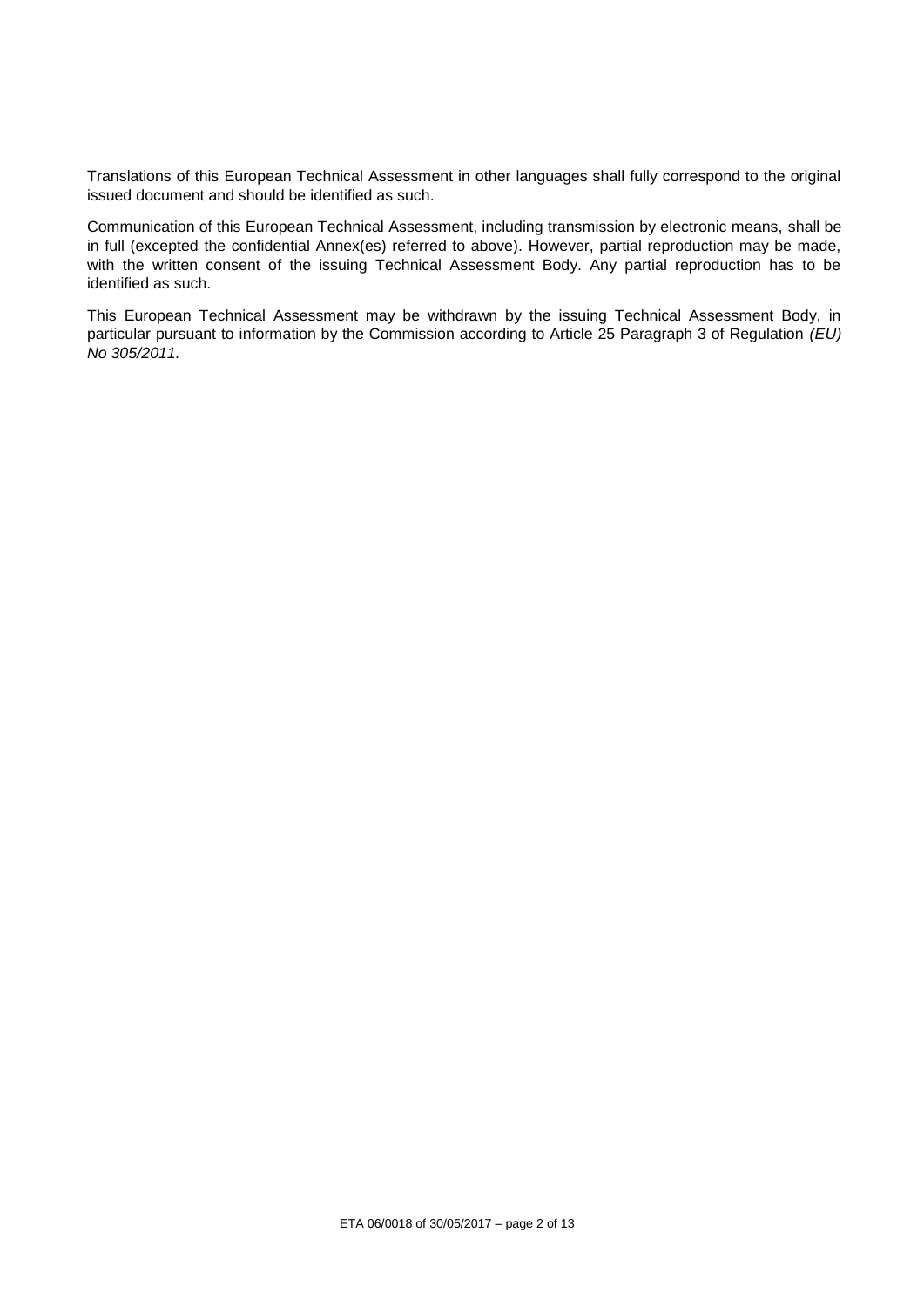Translations of this European Technical Assessment in other languages shall fully correspond to the original issued document and should be identified as such.

Communication of this European Technical Assessment, including transmission by electronic means, shall be in full (excepted the confidential Annex(es) referred to above). However, partial reproduction may be made, with the written consent of the issuing Technical Assessment Body. Any partial reproduction has to be identified as such.

This European Technical Assessment may be withdrawn by the issuing Technical Assessment Body, in particular pursuant to information by the Commission according to Article 25 Paragraph 3 of Regulation *(EU) No 305/2011.*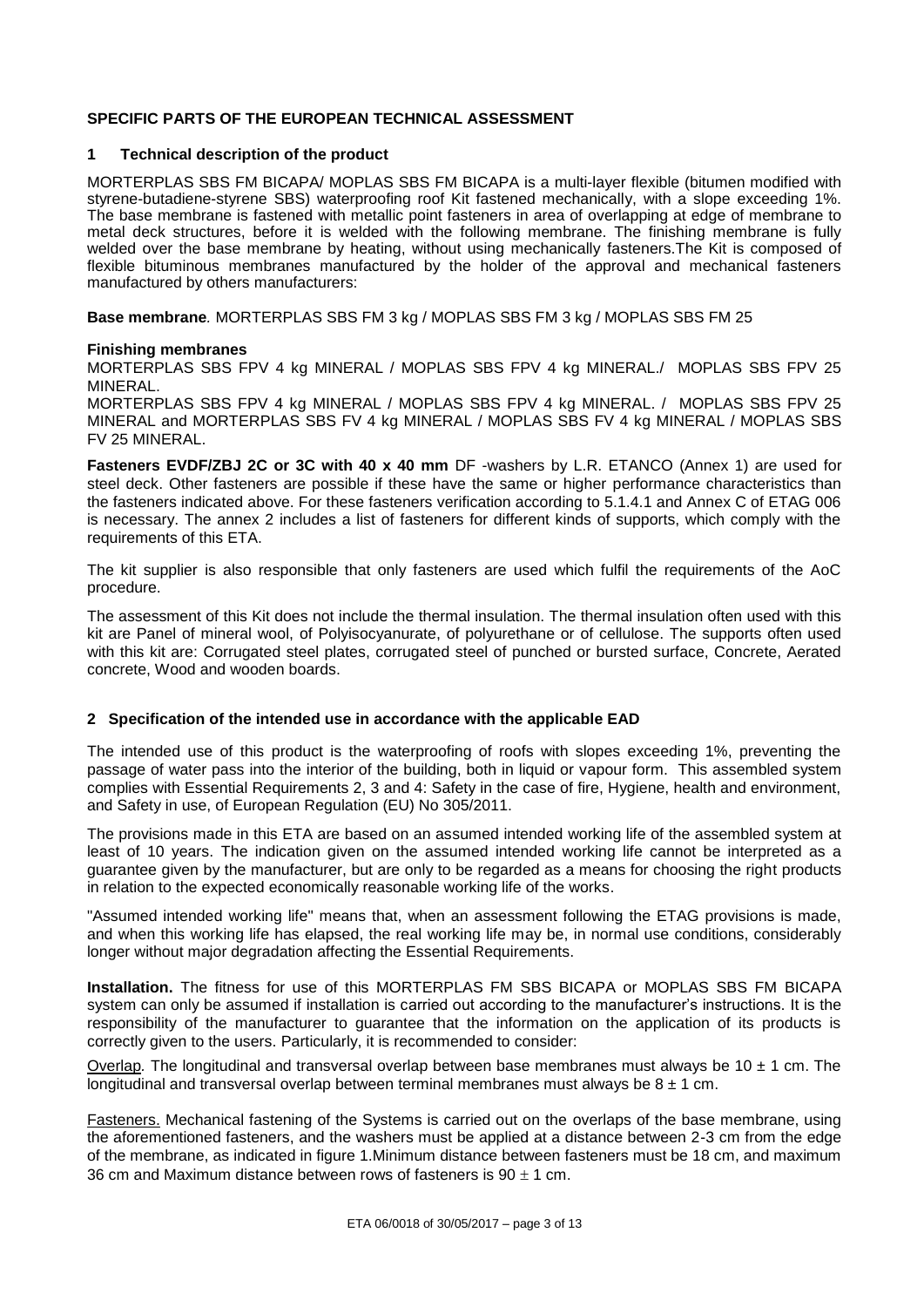## SPECIFIC PARTS OF THE EUROPEAN TECHNICAL ASSESSMENT

### 1 Technical description of the product

MORTERPLAS SBS FM BICAPA/ MOPLAS SBS FM BICAPA is a multi-layer flexible (bitumen modified with styrene-butadiene-styrene SBS) waterproofing roof Kit fastened mechanically, with a slope exceeding 1%. The base membrane is fastened with metallic point fasteners in area of overlapping at edge of membrane to metal deck structures, before it is welded with the following membrane. The finishing membrane is fully welded over the base membrane by heating, without using mechanically fasteners.The Kit is composed of flexible bituminous membranes manufactured by the holder of the approval and mechanical fasteners manufactured by others manufacturers:

**Base membrane***.* MORTERPLAS SBS FM 3 kg / MOPLAS SBS FM 3 kg / MOPLAS SBS FM 25

**Finishing membranes**

MORTERPLAS SBS FPV 4 kg MINERAL / MOPLAS SBS FPV 4 kg MINERAL./ MOPLAS SBS FPV 25 MINERAL.

MORTERPLAS SBS FPV 4 kg MINERAL / MOPLAS SBS FPV 4 kg MINERAL. / MOPLAS SBS FPV 25 MINERAL and MORTERPLAS SBS FV 4 kg MINERAL / MOPLAS SBS FV 4 kg MINERAL / MOPLAS SBS FV 25 MINERAL.

**Fasteners EVDF/ZBJ 2C or 3C with 40 x 40 mm** DF -washers by L.R. ETANCO (Annex 1) are used for steel deck. Other fasteners are possible if these have the same or higher performance characteristics than the fasteners indicated above. For these fasteners verification according to 5.1.4.1 and Annex C of ETAG 006 is necessary. The annex 2 includes a list of fasteners for different kinds of supports, which comply with the requirements of this ETA.

The kit supplier is also responsible that only fasteners are used which fulfil the requirements of the AoC procedure.

The assessment of this Kit does not include the thermal insulation. The thermal insulation often used with this kit are Panel of mineral wool, of Polyisocyanurate, of polyurethane or of cellulose. The supports often used with this kit are: Corrugated steel plates, corrugated steel of punched or bursted surface, Concrete, Aerated concrete, Wood and wooden boards.

### 2 Specification of the intended use in accordance with the applicable EAD

The intended use of this product is the waterproofing of roofs with slopes exceeding 1%, preventing the passage of water pass into the interior of the building, both in liquid or vapour form. This assembled system complies with Essential Requirements 2, 3 and 4: Safety in the case of fire, Hygiene, health and environment, and Safety in use, of European Regulation (EU) No 305/2011.

The provisions made in this ETA are based on an assumed intended working life of the assembled system at least of 10 years. The indication given on the assumed intended working life cannot be interpreted as a guarantee given by the manufacturer, but are only to be regarded as a means for choosing the right products in relation to the expected economically reasonable working life of the works.

"Assumed intended working life" means that, when an assessment following the ETAG provisions is made, and when this working life has elapsed, the real working life may be, in normal use conditions, considerably longer without major degradation affecting the Essential Requirements.

**Installation.** The fitness for use of this MORTERPLAS FM SBS BICAPA or MOPLAS SBS FM BICAPA system can only be assumed if installation is carried out according to the manufacturer's instructions. It is the responsibility of the manufacturer to guarantee that the information on the application of its products is correctly given to the users. Particularly, it is recommended to consider:

Overlap*.* The longitudinal and transversal overlap between base membranes must always be 10 ± 1 cm. The longitudinal and transversal overlap between terminal membranes must always be 8 ± 1 cm.

Fasteners. Mechanical fastening of the Systems is carried out on the overlaps of the base membrane, using the aforementioned fasteners, and the washers must be applied at a distance between 2-3 cm from the edge of the membrane, as indicated in figure 1.Minimum distance between fasteners must be 18 cm, and maximum 36 cm and Maximum distance between rows of fasteners is 90 ± 1 cm.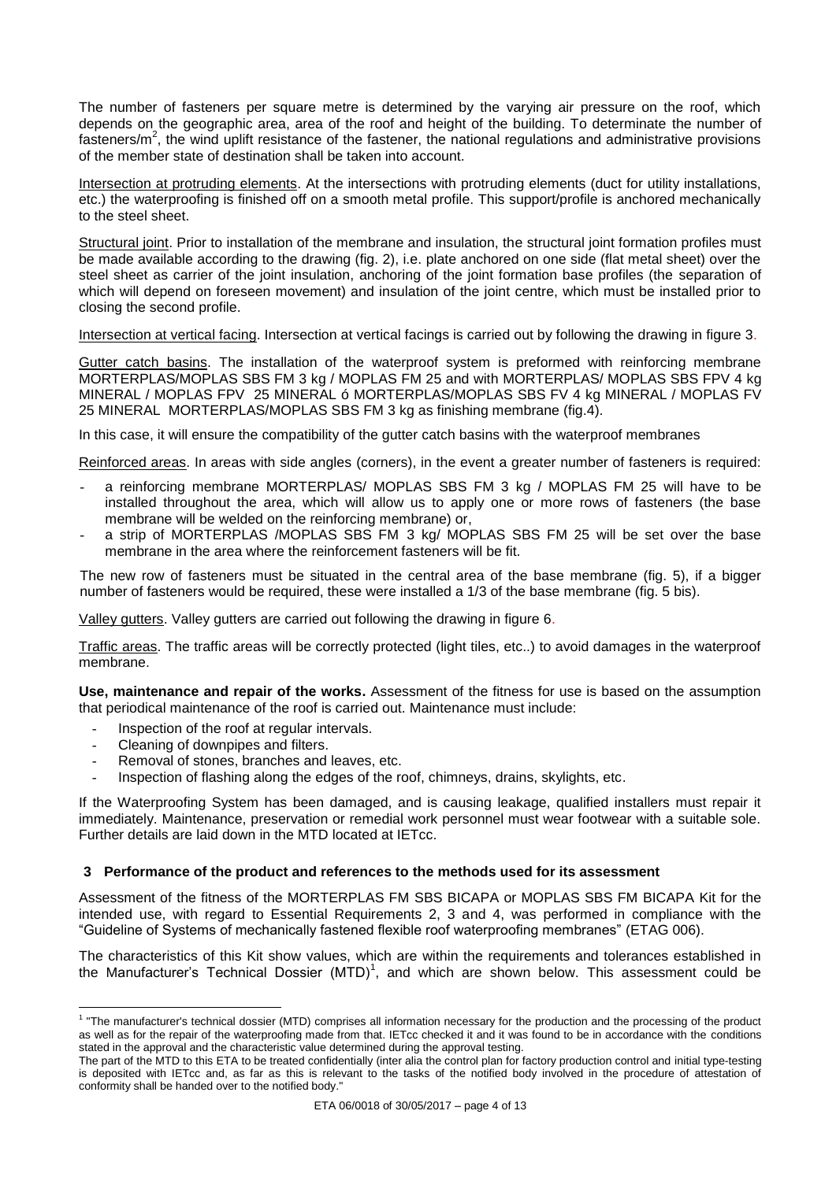The number of fasteners per square metre is determined by the varying air pressure on the roof, which depends on the geographic area, area of the roof and height of the building. To determinate the number of fasteners/m$^2$, the wind uplift resistance of the fastener, the national regulations and administrative provisions of the member state of destination shall be taken into account.

Intersection at protruding elements. At the intersections with protruding elements (duct for utility installations, etc.) the waterproofing is finished off on a smooth metal profile. This support/profile is anchored mechanically to the steel sheet.

Structural joint. Prior to installation of the membrane and insulation, the structural joint formation profiles must be made available according to the drawing (fig. 2), i.e. plate anchored on one side (flat metal sheet) over the steel sheet as carrier of the joint insulation, anchoring of the joint formation base profiles (the separation of which will depend on foreseen movement) and insulation of the joint centre, which must be installed prior to closing the second profile.

Intersection at vertical facing. Intersection at vertical facings is carried out by following the drawing in figure 3.

Gutter catch basins. The installation of the waterproof system is preformed with reinforcing membrane MORTERPLAS/MOPLAS SBS FM 3 kg / MOPLAS FM 25 and with MORTERPLAS/ MOPLAS SBS FPV 4 kg MINERAL / MOPLAS FPV 25 MINERAL ó MORTERPLAS/MOPLAS SBS FV 4 kg MINERAL / MOPLAS FV 25 MINERAL MORTERPLAS/MOPLAS SBS FM 3 kg as finishing membrane (fig.4).

In this case, it will ensure the compatibility of the gutter catch basins with the waterproof membranes

Reinforced areas. In areas with side angles (corners), in the event a greater number of fasteners is required:

- a reinforcing membrane MORTERPLAS/ MOPLAS SBS FM 3 kg / MOPLAS FM 25 will have to be installed throughout the area, which will allow us to apply one or more rows of fasteners (the base membrane will be welded on the reinforcing membrane) or,
- a strip of MORTERPLAS /MOPLAS SBS FM 3 kg/ MOPLAS SBS FM 25 will be set over the base membrane in the area where the reinforcement fasteners will be fit.

The new row of fasteners must be situated in the central area of the base membrane (fig. 5), if a bigger number of fasteners would be required, these were installed a 1/3 of the base membrane (fig. 5 bis).

Valley gutters. Valley gutters are carried out following the drawing in figure 6.

Traffic areas. The traffic areas will be correctly protected (light tiles, etc..) to avoid damages in the waterproof membrane.

**Use, maintenance and repair of the works.** Assessment of the fitness for use is based on the assumption that periodical maintenance of the roof is carried out. Maintenance must include:

- Inspection of the roof at regular intervals.
- Cleaning of downpipes and filters.
- Removal of stones, branches and leaves, etc.
- Inspection of flashing along the edges of the roof, chimneys, drains, skylights, etc.

If the Waterproofing System has been damaged, and is causing leakage, qualified installers must repair it immediately. Maintenance, preservation or remedial work personnel must wear footwear with a suitable sole. Further details are laid down in the MTD located at IETcc.

## 3 Performance of the product and references to the methods used for its assessment

Assessment of the fitness of the MORTERPLAS FM SBS BICAPA or MOPLAS SBS FM BICAPA Kit for the intended use, with regard to Essential Requirements 2, 3 and 4, was performed in compliance with the "Guideline of Systems of mechanically fastened flexible roof waterproofing membranes" (ETAG 006).

The characteristics of this Kit show values, which are within the requirements and tolerances established in the Manufacturer's Technical Dossier (MTD)[1], and which are shown below. This assessment could be

[1] "The manufacturer's technical dossier (MTD) comprises all information necessary for the production and the processing of the product as well as for the repair of the waterproofing made from that. IETcc checked it and it was found to be in accordance with the conditions stated in the approval and the characteristic value determined during the approval testing.

The part of the MTD to this ETA to be treated confidentially (inter alia the control plan for factory production control and initial type-testing is deposited with IETcc and, as far as this is relevant to the tasks of the notified body involved in the procedure of attestation of conformity shall be handed over to the notified body."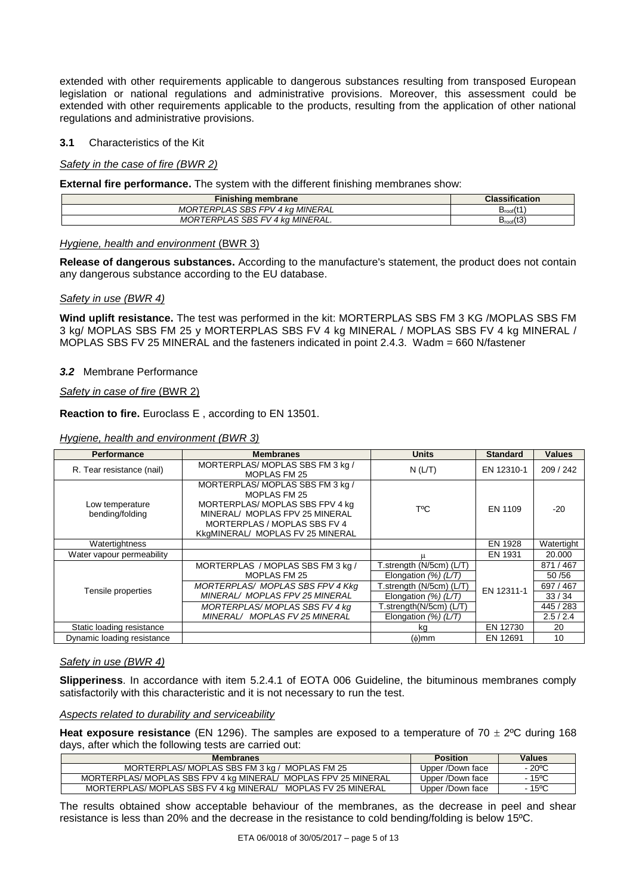extended with other requirements applicable to dangerous substances resulting from transposed European legislation or national regulations and administrative provisions. Moreover, this assessment could be extended with other requirements applicable to the products, resulting from the application of other national regulations and administrative provisions.

### 3.1 Characteristics of the Kit

*Safety in the case of fire (BWR 2)*

**External fire performance.** The system with the different finishing membranes show:

| Finishing membrane | Classification |
|---|---|
| *MORTERPLAS SBS FPV 4 kg MINERAL* | $B_{roof}(t1)$ |
| *MORTERPLAS SBS FV 4 kg MINERAL.* | $B_{roof}(t3)$ |

*Hygiene, health and environment* (BWR 3)

**Release of dangerous substances.** According to the manufacture's statement, the product does not contain any dangerous substance according to the EU database.

*Safety in use (BWR 4)*

**Wind uplift resistance.** The test was performed in the kit: MORTERPLAS SBS FM 3 KG /MOPLAS SBS FM 3 kg/ MOPLAS SBS FM 25 y MORTERPLAS SBS FV 4 kg MINERAL / MOPLAS SBS FV 4 kg MINERAL / MOPLAS SBS FV 25 MINERAL and the fasteners indicated in point 2.4.3. Wadm = 660 N/fastener

### *3.2* Membrane Performance

*Safety in case of fire* (BWR 2)

**Reaction to fire.** Euroclass E , according to EN 13501.

*Hygiene, health and environment (BWR 3)*

| Performance | Membranes | Units | Standard | Values |
|---|---|---|---|---|
| R. Tear resistance (nail) | MORTERPLAS/ MOPLAS SBS FM 3 kg / MOPLAS FM 25 | N (L/T) | EN 12310-1 | 209 / 242 |
| Low temperature bending/folding | MORTERPLAS/ MOPLAS SBS FM 3 kg / MOPLAS FM 25 MORTERPLAS/ MOPLAS SBS FPV 4 kg MINERAL/ MOPLAS FPV 25 MINERAL MORTERPLAS / MOPLAS SBS FV 4 KkgMINERAL/ MOPLAS FV 25 MINERAL | TºC | EN 1109 | -20 |
| Watertightness | | | EN 1928 | Watertight |
| Water vapour permeability | | μ | EN 1931 | 20.000 |
| Tensile properties | MORTERPLAS / MOPLAS SBS FM 3 kg / MOPLAS FM 25 | T.strength (N/5cm) (L/T) | EN 12311-1 | 871 / 467 |
| | | Elongation *(%) (L/T)* | | 50 /56 |
| | *MORTERPLAS/ MOPLAS SBS FPV 4 Kkg MINERAL/ MOPLAS FPV 25 MINERAL* | T.strength (N/5cm) (L/T) | | 697 / 467 |
| | | Elongation *(%) (L/T)* | | 33 / 34 |
| | *MORTERPLAS/ MOPLAS SBS FV 4 kg MINERAL/ MOPLAS FV 25 MINERAL* | T.strength(N/5cm) (L/T) | | 445 / 283 |
| | | Elongation *(%) (L/T)* | | 2.5 / 2.4 |
| Static loading resistance | | kg | EN 12730 | 20 |
| Dynamic loading resistance | | (ϕ)mm | EN 12691 | 10 |

*Safety in use (BWR 4)*

**Slipperiness**. In accordance with item 5.2.4.1 of EOTA 006 Guideline, the bituminous membranes comply satisfactorily with this characteristic and it is not necessary to run the test.

*Aspects related to durability and serviceability*

**Heat exposure resistance** (EN 1296). The samples are exposed to a temperature of 70 ± 2ºC during 168 days, after which the following tests are carried out:

| Membranes | Position | Values |
|---|---|---|
| MORTERPLAS/ MOPLAS SBS FM 3 kg / MOPLAS FM 25 | Upper /Down face | - 20ºC |
| MORTERPLAS/ MOPLAS SBS FPV 4 kg MINERAL/ MOPLAS FPV 25 MINERAL | Upper /Down face | - 15ºC |
| MORTERPLAS/ MOPLAS SBS FV 4 kg MINERAL/ MOPLAS FV 25 MINERAL | Upper /Down face | - 15ºC |

The results obtained show acceptable behaviour of the membranes, as the decrease in peel and shear resistance is less than 20% and the decrease in the resistance to cold bending/folding is below 15ºC.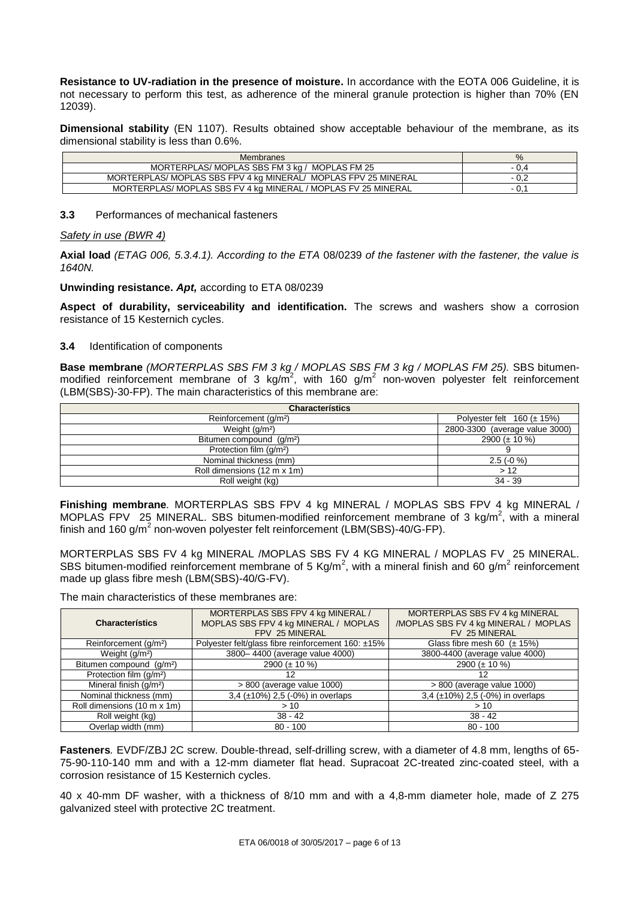**Resistance to UV-radiation in the presence of moisture.** In accordance with the EOTA 006 Guideline, it is not necessary to perform this test, as adherence of the mineral granule protection is higher than 70% (EN 12039).

**Dimensional stability** (EN 1107). Results obtained show acceptable behaviour of the membrane, as its dimensional stability is less than 0.6%.

| Membranes | % |
|---|---|
| MORTERPLAS/ MOPLAS SBS FM 3 kg / MOPLAS FM 25 | - 0,4 |
| MORTERPLAS/ MOPLAS SBS FPV 4 kg MINERAL/ MOPLAS FPV 25 MINERAL | - 0,2 |
| MORTERPLAS/ MOPLAS SBS FV 4 kg MINERAL / MOPLAS FV 25 MINERAL | - 0,1 |

### 3.3 Performances of mechanical fasteners

*Safety in use (BWR 4)*

**Axial load** *(ETAG 006, 5.3.4.1). According to the ETA* 08/0239 *of the fastener with the fastener, the value is 1640N.*

**Unwinding resistance.** ***Apt,*** according to ETA 08/0239

**Aspect of durability, serviceability and identification.** The screws and washers show a corrosion resistance of 15 Kesternich cycles.

### 3.4 Identification of components

**Base membrane** *(MORTERPLAS SBS FM 3 kg / MOPLAS SBS FM 3 kg / MOPLAS FM 25).* SBS bitumen-modified reinforcement membrane of 3 kg/m$^2$, with 160 g/m$^2$ non-woven polyester felt reinforcement (LBM(SBS)-30-FP). The main characteristics of this membrane are:

| Characterístics | |
|---|---|
| Reinforcement (g/m²) | Polyester felt 160 (± 15%) |
| Weight (g/m²) | 2800-3300 (average value 3000) |
| Bitumen compound (g/m²) | 2900 (± 10 %) |
| Protection film (g/m²) | 9 |
| Nominal thickness (mm) | 2.5 (-0 %) |
| Roll dimensions (12 m x 1m) | > 12 |
| Roll weight (kg) | 34 - 39 |

**Finishing membrane***.* MORTERPLAS SBS FPV 4 kg MINERAL / MOPLAS SBS FPV 4 kg MINERAL / MOPLAS FPV 25 MINERAL. SBS bitumen-modified reinforcement membrane of 3 kg/m$^2$, with a mineral finish and 160 g/m$^2$ non-woven polyester felt reinforcement (LBM(SBS)-40/G-FP).

MORTERPLAS SBS FV 4 kg MINERAL /MOPLAS SBS FV 4 KG MINERAL / MOPLAS FV 25 MINERAL. SBS bitumen-modified reinforcement membrane of 5 Kg/m$^2$, with a mineral finish and 60 g/m$^2$ reinforcement made up glass fibre mesh (LBM(SBS)-40/G-FV).

The main characteristics of these membranes are:

| Characterístics | MORTERPLAS SBS FPV 4 kg MINERAL / MOPLAS SBS FPV 4 kg MINERAL / MOPLAS FPV 25 MINERAL | MORTERPLAS SBS FV 4 kg MINERAL /MOPLAS SBS FV 4 kg MINERAL / MOPLAS FV 25 MINERAL |
|---|---|---|
| Reinforcement (g/m²) | Polyester felt/glass fibre reinforcement 160: ±15% | Glass fibre mesh 60 (± 15%) |
| Weight (g/m²) | 3800– 4400 (average value 4000) | 3800-4400 (average value 4000) |
| Bitumen compound (g/m²) | 2900 (± 10 %) | 2900 (± 10 %) |
| Protection film (g/m²) | 12 | 12 |
| Mineral finish (g/m²) | > 800 (average value 1000) | > 800 (average value 1000) |
| Nominal thickness (mm) | 3,4 (±10%) 2,5 (-0%) in overlaps | 3,4 (±10%) 2,5 (-0%) in overlaps |
| Roll dimensions (10 m x 1m) | > 10 | > 10 |
| Roll weight (kg) | 38 - 42 | 38 - 42 |
| Overlap width (mm) | 80 - 100 | 80 - 100 |

**Fasteners***.* EVDF/ZBJ 2C screw. Double-thread, self-drilling screw, with a diameter of 4.8 mm, lengths of 65-75-90-110-140 mm and with a 12-mm diameter flat head. Supracoat 2C-treated zinc-coated steel, with a corrosion resistance of 15 Kesternich cycles.

40 x 40-mm DF washer, with a thickness of 8/10 mm and with a 4,8-mm diameter hole, made of Z 275 galvanized steel with protective 2C treatment.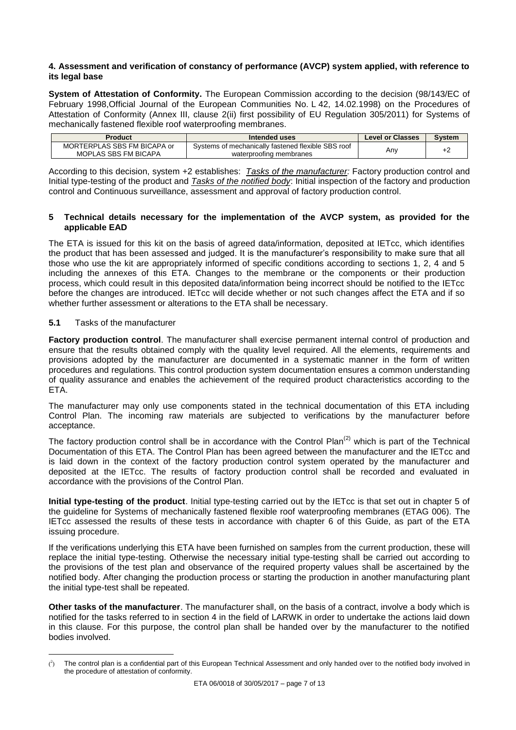### 4. Assessment and verification of constancy of performance (AVCP) system applied, with reference to its legal base

**System of Attestation of Conformity.** The European Commission according to the decision (98/143/EC of February 1998,Official Journal of the European Communities No. L 42, 14.02.1998) on the Procedures of Attestation of Conformity (Annex III, clause 2(ii) first possibility of EU Regulation 305/2011) for Systems of mechanically fastened flexible roof waterproofing membranes.

| Product | Intended uses | Level or Classes | System |
|---|---|---|---|
| MORTERPLAS SBS FM BICAPA or MOPLAS SBS FM BICAPA | Systems of mechanically fastened flexible SBS roof waterproofing membranes | Any | +2 |

According to this decision, system +2 establishes: *Tasks of the manufacturer:* Factory production control and Initial type-testing of the product and *Tasks of the notified body*: Initial inspection of the factory and production control and Continuous surveillance, assessment and approval of factory production control.

### 5 Technical details necessary for the implementation of the AVCP system, as provided for the applicable EAD

The ETA is issued for this kit on the basis of agreed data/information, deposited at IETcc, which identifies the product that has been assessed and judged. It is the manufacturer's responsibility to make sure that all those who use the kit are appropriately informed of specific conditions according to sections 1, 2, 4 and 5 including the annexes of this ETA. Changes to the membrane or the components or their production process, which could result in this deposited data/information being incorrect should be notified to the IETcc before the changes are introduced. IETcc will decide whether or not such changes affect the ETA and if so whether further assessment or alterations to the ETA shall be necessary.

#### 5.1 Tasks of the manufacturer

**Factory production control**. The manufacturer shall exercise permanent internal control of production and ensure that the results obtained comply with the quality level required. All the elements, requirements and provisions adopted by the manufacturer are documented in a systematic manner in the form of written procedures and regulations. This control production system documentation ensures a common understanding of quality assurance and enables the achievement of the required product characteristics according to the ETA.

The manufacturer may only use components stated in the technical documentation of this ETA including Control Plan. The incoming raw materials are subjected to verifications by the manufacturer before acceptance.

The factory production control shall be in accordance with the Control Plan(2) which is part of the Technical Documentation of this ETA. The Control Plan has been agreed between the manufacturer and the IETcc and is laid down in the context of the factory production control system operated by the manufacturer and deposited at the IETcc. The results of factory production control shall be recorded and evaluated in accordance with the provisions of the Control Plan.

**Initial type-testing of the product**. Initial type-testing carried out by the IETcc is that set out in chapter 5 of the guideline for Systems of mechanically fastened flexible roof waterproofing membranes (ETAG 006). The IETcc assessed the results of these tests in accordance with chapter 6 of this Guide, as part of the ETA issuing procedure.

If the verifications underlying this ETA have been furnished on samples from the current production, these will replace the initial type-testing. Otherwise the necessary initial type-testing shall be carried out according to the provisions of the test plan and observance of the required property values shall be ascertained by the notified body. After changing the production process or starting the production in another manufacturing plant the initial type-test shall be repeated.

**Other tasks of the manufacturer**. The manufacturer shall, on the basis of a contract, involve a body which is notified for the tasks referred to in section 4 in the field of LARWK in order to undertake the actions laid down in this clause. For this purpose, the control plan shall be handed over by the manufacturer to the notified bodies involved.

(2) The control plan is a confidential part of this European Technical Assessment and only handed over to the notified body involved in the procedure of attestation of conformity.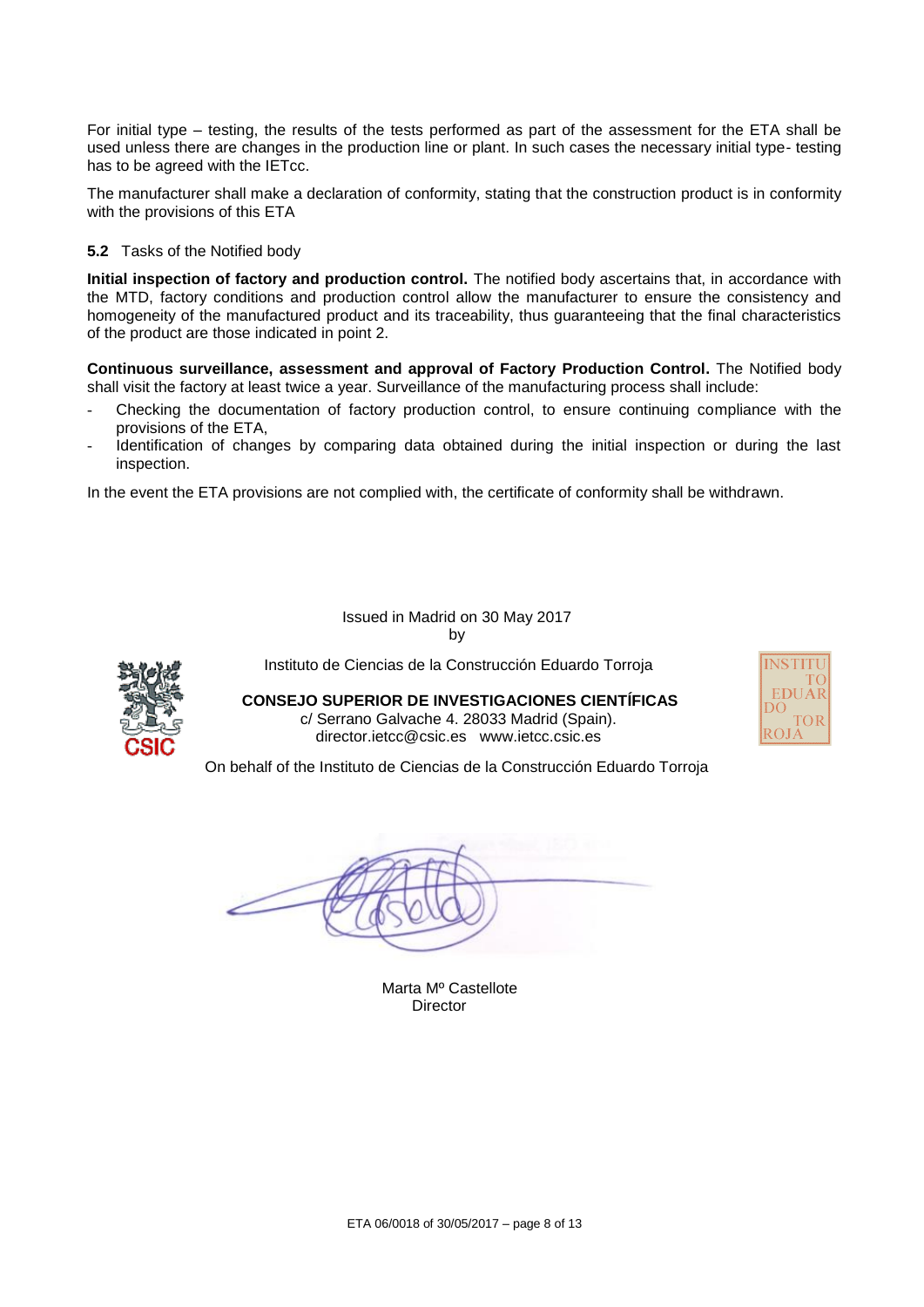For initial type – testing, the results of the tests performed as part of the assessment for the ETA shall be used unless there are changes in the production line or plant. In such cases the necessary initial type- testing has to be agreed with the IETcc.

The manufacturer shall make a declaration of conformity, stating that the construction product is in conformity with the provisions of this ETA

**5.2** Tasks of the Notified body

**Initial inspection of factory and production control.** The notified body ascertains that, in accordance with the MTD, factory conditions and production control allow the manufacturer to ensure the consistency and homogeneity of the manufactured product and its traceability, thus guaranteeing that the final characteristics of the product are those indicated in point 2.

**Continuous surveillance, assessment and approval of Factory Production Control.** The Notified body shall visit the factory at least twice a year. Surveillance of the manufacturing process shall include:

- Checking the documentation of factory production control, to ensure continuing compliance with the provisions of the ETA,
- Identification of changes by comparing data obtained during the initial inspection or during the last inspection.

In the event the ETA provisions are not complied with, the certificate of conformity shall be withdrawn.

Issued in Madrid on 30 May 2017
by

Instituto de Ciencias de la Construcción Eduardo Torroja

**CONSEJO SUPERIOR DE INVESTIGACIONES CIENTÍFICAS**
c/ Serrano Galvache 4. 28033 Madrid (Spain).
director.ietcc@csic.es www.ietcc.csic.es

On behalf of the Instituto de Ciencias de la Construcción Eduardo Torroja

Marta Mº Castellote
Director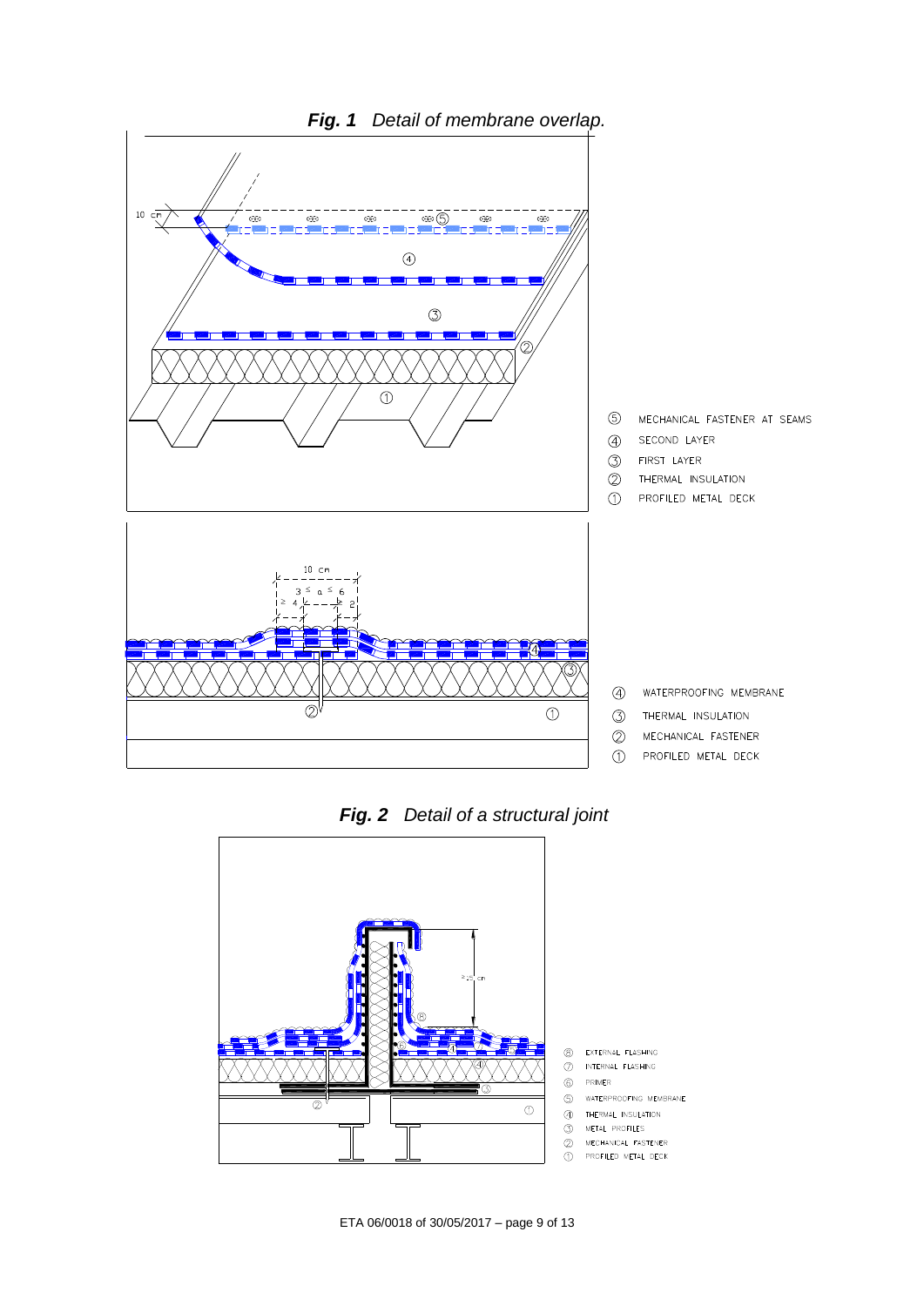***Fig. 1** Detail of membrane overlap.*

10 cm

⑤ MECHANICAL FASTENER AT SEAMS
④ SECOND LAYER
③ FIRST LAYER
② THERMAL INSULATION
① PROFILED METAL DECK

10 cm

$3 \leq a \leq 6$

$\geq 4$

2

④ WATERPROOFING MEMBRANE
③ THERMAL INSULATION
② MECHANICAL FASTENER
① PROFILED METAL DECK

***Fig. 2** Detail of a structural joint*

≥25 cm

⑧ EXTERNAL FLASHING
⑦ INTERNAL FLASHING
⑥ PRIMER
⑤ WATERPROOFING MEMBRANE
④ THERMAL INSULATION
③ METAL PROFILES
② MECHANICAL FASTENER
① PROFILED METAL DECK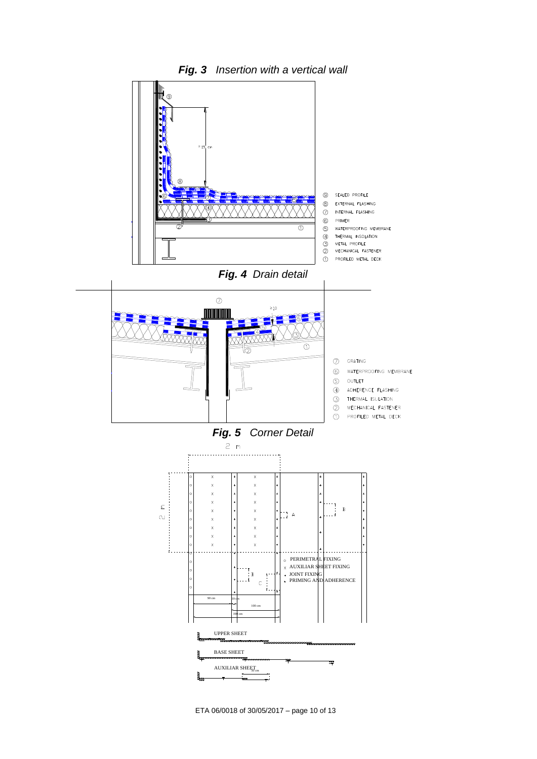***Fig. 3** Insertion with a vertical wall*

≥ 15 cm

⑨ SEALED PROFILE
⑧ EXTERNAL FLASHING
⑦ INTERNAL FLASHING
⑥ PRIMER
⑤ WATERPROOFING MEMBRANE
④ THERMAL INSULATION
③ METAL PROFILE
② MECHANICAL FASTENER
① PROFILED METAL DECK

***Fig. 4** Drain detail*

≥10

⑦ GRATING
⑥ WATERPROOFING MEMBRANE
⑤ OUTLET
④ ADHERENCE FLASHING
③ THERMAL ISULATION
② MECHANICAL FASTENER
① PROFILED METAL DECK

***Fig. 5** Corner Detail*

2 m

2 m

A

B

C

○ PERIMETRAL FIXING
x AUXILIAR SHEET FIXING
• JOINT FIXING
• PRIMING AND ADHERENCE

90 cm

10 cm

100 cm

100 cm

UPPER SHEET

BASE SHEET

AUXILIAR SHEET

50 cm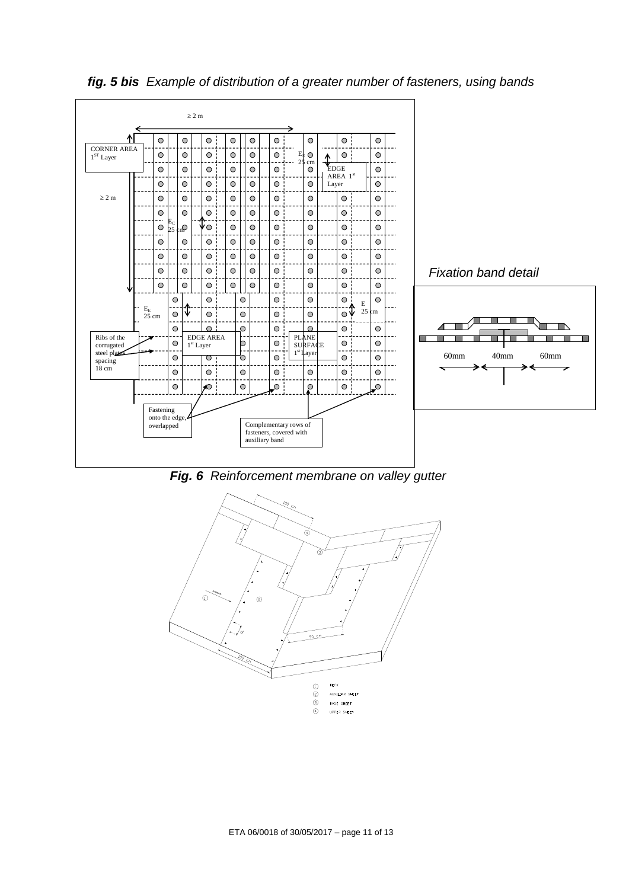***fig. 5 bis** Example of distribution of a greater number of fasteners, using bands*

≥ 2 m

CORNER AREA 1[ST] Layer

≥ 2 m

$E_E$ 25 cm

EDGE AREA 1[st] Layer

$E_C$ 25 cm

$E_E$ 25 cm

E 25 cm

Ribs of the corrugated steel plates spacing 18 cm

EDGE AREA 1[st] Layer

PLANE SURFACE 1[st] Layer

Fastening onto the edge, overlapped

Complementary rows of fasteners, covered with auxiliary band

*Fixation band detail*

60mm 40mm 60mm

***Fig. 6** Reinforcement membrane on valley gutter*

100 cm

90 cm

100 cm

1. DECK
2. AUXILIAR SHEET
3. BASE SHEET
4. UPPER SHEET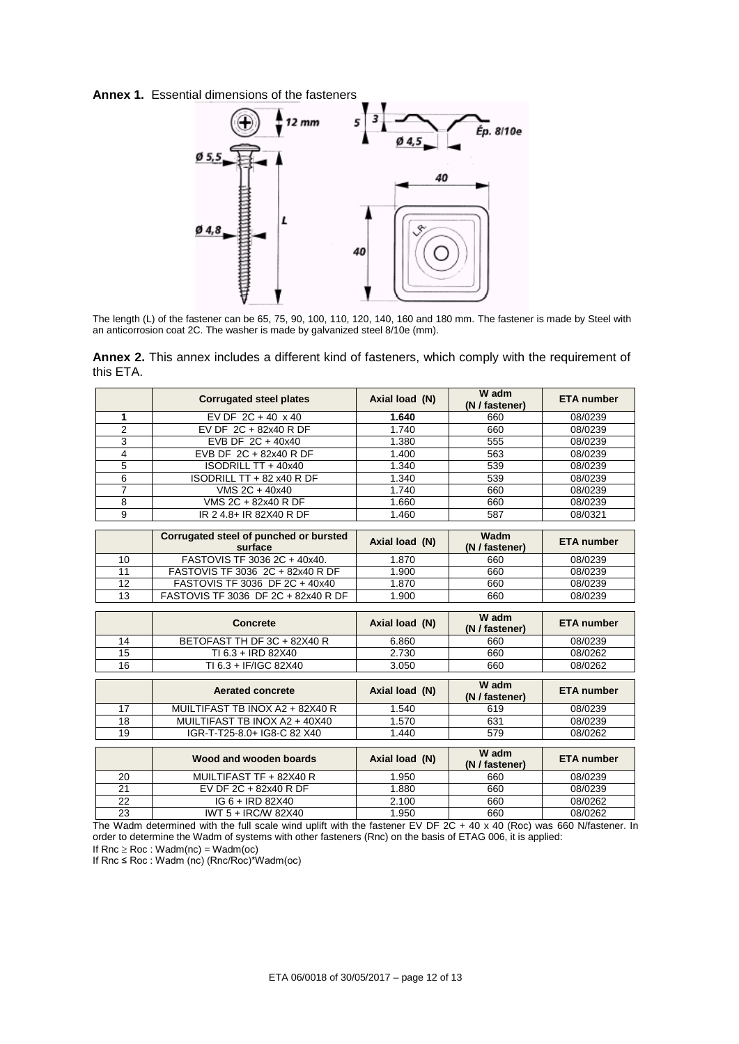**Annex 1.** Essential dimensions of the fasteners

The length (L) of the fastener can be 65, 75, 90, 100, 110, 120, 140, 160 and 180 mm. The fastener is made by Steel with an anticorrosion coat 2C. The washer is made by galvanized steel 8/10e (mm).

**Annex 2.** This annex includes a different kind of fasteners, which comply with the requirement of this ETA.

| | Corrugated steel plates | Axial load (N) | W adm (N / fastener) | ETA number |
|---|---|---|---|---|
| **1** | EV DF 2C + 40 x 40 | **1.640** | 660 | 08/0239 |
| 2 | EV DF 2C + 82x40 R DF | 1.740 | 660 | 08/0239 |
| 3 | EVB DF 2C + 40x40 | 1.380 | 555 | 08/0239 |
| 4 | EVB DF 2C + 82x40 R DF | 1.400 | 563 | 08/0239 |
| 5 | ISODRILL TT + 40x40 | 1.340 | 539 | 08/0239 |
| 6 | ISODRILL TT + 82 x40 R DF | 1.340 | 539 | 08/0239 |
| 7 | VMS 2C + 40x40 | 1.740 | 660 | 08/0239 |
| 8 | VMS 2C + 82x40 R DF | 1.660 | 660 | 08/0239 |
| 9 | IR 2 4.8+ IR 82X40 R DF | 1.460 | 587 | 08/0321 |

| | Corrugated steel of punched or bursted surface | Axial load (N) | Wadm (N / fastener) | ETA number |
|---|---|---|---|---|
| 10 | FASTOVIS TF 3036 2C + 40x40. | 1.870 | 660 | 08/0239 |
| 11 | FASTOVIS TF 3036 2C + 82x40 R DF | 1.900 | 660 | 08/0239 |
| 12 | FASTOVIS TF 3036 DF 2C + 40x40 | 1.870 | 660 | 08/0239 |
| 13 | FASTOVIS TF 3036 DF 2C + 82x40 R DF | 1.900 | 660 | 08/0239 |

| | Concrete | Axial load (N) | W adm (N / fastener) | ETA number |
|---|---|---|---|---|
| 14 | BETOFAST TH DF 3C + 82X40 R | 6.860 | 660 | 08/0239 |
| 15 | TI 6.3 + IRD 82X40 | 2.730 | 660 | 08/0262 |
| 16 | TI 6.3 + IF/IGC 82X40 | 3.050 | 660 | 08/0262 |

| | Aerated concrete | Axial load (N) | W adm (N / fastener) | ETA number |
|---|---|---|---|---|
| 17 | MUILTIFAST TB INOX A2 + 82X40 R | 1.540 | 619 | 08/0239 |
| 18 | MUILTIFAST TB INOX A2 + 40X40 | 1.570 | 631 | 08/0239 |
| 19 | IGR-T-T25-8.0+ IG8-C 82 X40 | 1.440 | 579 | 08/0262 |

| | Wood and wooden boards | Axial load (N) | W adm (N / fastener) | ETA number |
|---|---|---|---|---|
| 20 | MUILTIFAST TF + 82X40 R | 1.950 | 660 | 08/0239 |
| 21 | EV DF 2C + 82x40 R DF | 1.880 | 660 | 08/0239 |
| 22 | IG 6 + IRD 82X40 | 2.100 | 660 | 08/0262 |
| 23 | IWT 5 + IRC/W 82X40 | 1.950 | 660 | 08/0262 |

The Wadm determined with the full scale wind uplift with the fastener EV DF 2C + 40 x 40 (Roc) was 660 N/fastener. In order to determine the Wadm of systems with other fasteners (Rnc) on the basis of ETAG 006, it is applied:

If Rnc ≥ Roc : Wadm(nc) = Wadm(oc)

If Rnc ≤ Roc : Wadm (nc) (Rnc/Roc)*Wadm(oc)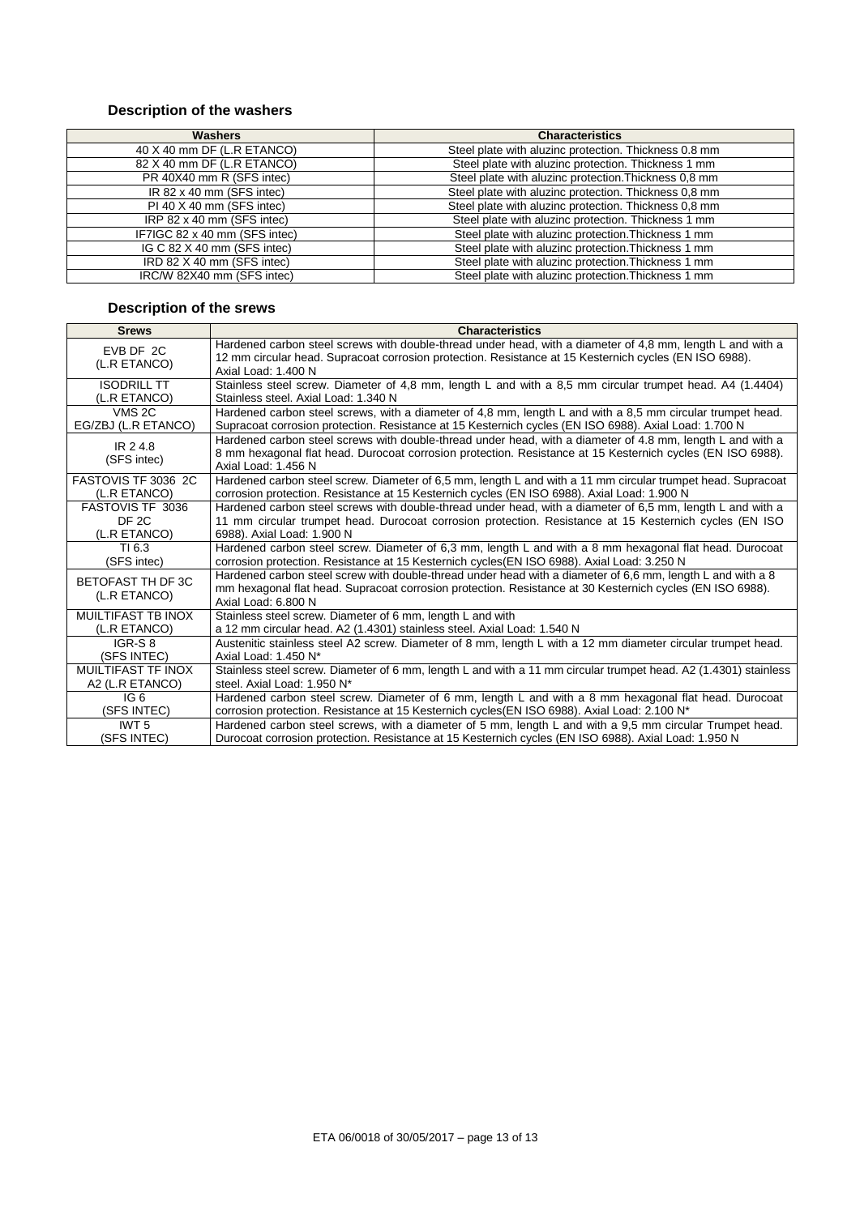## Description of the washers

| Washers | Characteristics |
|---|---|
| 40 X 40 mm DF (L.R ETANCO) | Steel plate with aluzinc protection. Thickness 0.8 mm |
| 82 X 40 mm DF (L.R ETANCO) | Steel plate with aluzinc protection. Thickness 1 mm |
| PR 40X40 mm R (SFS intec) | Steel plate with aluzinc protection.Thickness 0,8 mm |
| IR 82 x 40 mm (SFS intec) | Steel plate with aluzinc protection. Thickness 0,8 mm |
| PI 40 X 40 mm (SFS intec) | Steel plate with aluzinc protection. Thickness 0,8 mm |
| IRP 82 x 40 mm (SFS intec) | Steel plate with aluzinc protection. Thickness 1 mm |
| IF7IGC 82 x 40 mm (SFS intec) | Steel plate with aluzinc protection.Thickness 1 mm |
| IG C 82 X 40 mm (SFS intec) | Steel plate with aluzinc protection.Thickness 1 mm |
| IRD 82 X 40 mm (SFS intec) | Steel plate with aluzinc protection.Thickness 1 mm |
| IRC/W 82X40 mm (SFS intec) | Steel plate with aluzinc protection.Thickness 1 mm |

## Description of the srews

| Srews | Characteristics |
|---|---|
| EVB DF 2C (L.R ETANCO) | Hardened carbon steel screws with double-thread under head, with a diameter of 4,8 mm, length L and with a 12 mm circular head. Supracoat corrosion protection. Resistance at 15 Kesternich cycles (EN ISO 6988). Axial Load: 1.400 N |
| ISODRILL TT (L.R ETANCO) | Stainless steel screw. Diameter of 4,8 mm, length L and with a 8,5 mm circular trumpet head. A4 (1.4404) Stainless steel. Axial Load: 1.340 N |
| VMS 2C EG/ZBJ (L.R ETANCO) | Hardened carbon steel screws, with a diameter of 4,8 mm, length L and with a 8,5 mm circular trumpet head. Supracoat corrosion protection. Resistance at 15 Kesternich cycles (EN ISO 6988). Axial Load: 1.700 N |
| IR 2 4.8 (SFS intec) | Hardened carbon steel screws with double-thread under head, with a diameter of 4.8 mm, length L and with a 8 mm hexagonal flat head. Durocoat corrosion protection. Resistance at 15 Kesternich cycles (EN ISO 6988). Axial Load: 1.456 N |
| FASTOVIS TF 3036 2C (L.R ETANCO) | Hardened carbon steel screw. Diameter of 6,5 mm, length L and with a 11 mm circular trumpet head. Supracoat corrosion protection. Resistance at 15 Kesternich cycles (EN ISO 6988). Axial Load: 1.900 N |
| FASTOVIS TF 3036 DF 2C (L.R ETANCO) | Hardened carbon steel screws with double-thread under head, with a diameter of 6,5 mm, length L and with a 11 mm circular trumpet head. Durocoat corrosion protection. Resistance at 15 Kesternich cycles (EN ISO 6988). Axial Load: 1.900 N |
| TI 6.3 (SFS intec) | Hardened carbon steel screw. Diameter of 6,3 mm, length L and with a 8 mm hexagonal flat head. Durocoat corrosion protection. Resistance at 15 Kesternich cycles(EN ISO 6988). Axial Load: 3.250 N |
| BETOFAST TH DF 3C (L.R ETANCO) | Hardened carbon steel screw with double-thread under head with a diameter of 6,6 mm, length L and with a 8 mm hexagonal flat head. Supracoat corrosion protection. Resistance at 30 Kesternich cycles (EN ISO 6988). Axial Load: 6.800 N |
| MUILTIFAST TB INOX (L.R ETANCO) | Stainless steel screw. Diameter of 6 mm, length L and with a 12 mm circular head. A2 (1.4301) stainless steel. Axial Load: 1.540 N |
| IGR-S 8 (SFS INTEC) | Austenitic stainless steel A2 screw. Diameter of 8 mm, length L with a 12 mm diameter circular trumpet head. Axial Load: 1.450 N* |
| MUILTIFAST TF INOX A2 (L.R ETANCO) | Stainless steel screw. Diameter of 6 mm, length L and with a 11 mm circular trumpet head. A2 (1.4301) stainless steel. Axial Load: 1.950 N* |
| IG 6 (SFS INTEC) | Hardened carbon steel screw. Diameter of 6 mm, length L and with a 8 mm hexagonal flat head. Durocoat corrosion protection. Resistance at 15 Kesternich cycles(EN ISO 6988). Axial Load: 2.100 N* |
| IWT 5 (SFS INTEC) | Hardened carbon steel screws, with a diameter of 5 mm, length L and with a 9,5 mm circular Trumpet head. Durocoat corrosion protection. Resistance at 15 Kesternich cycles (EN ISO 6988). Axial Load: 1.950 N |